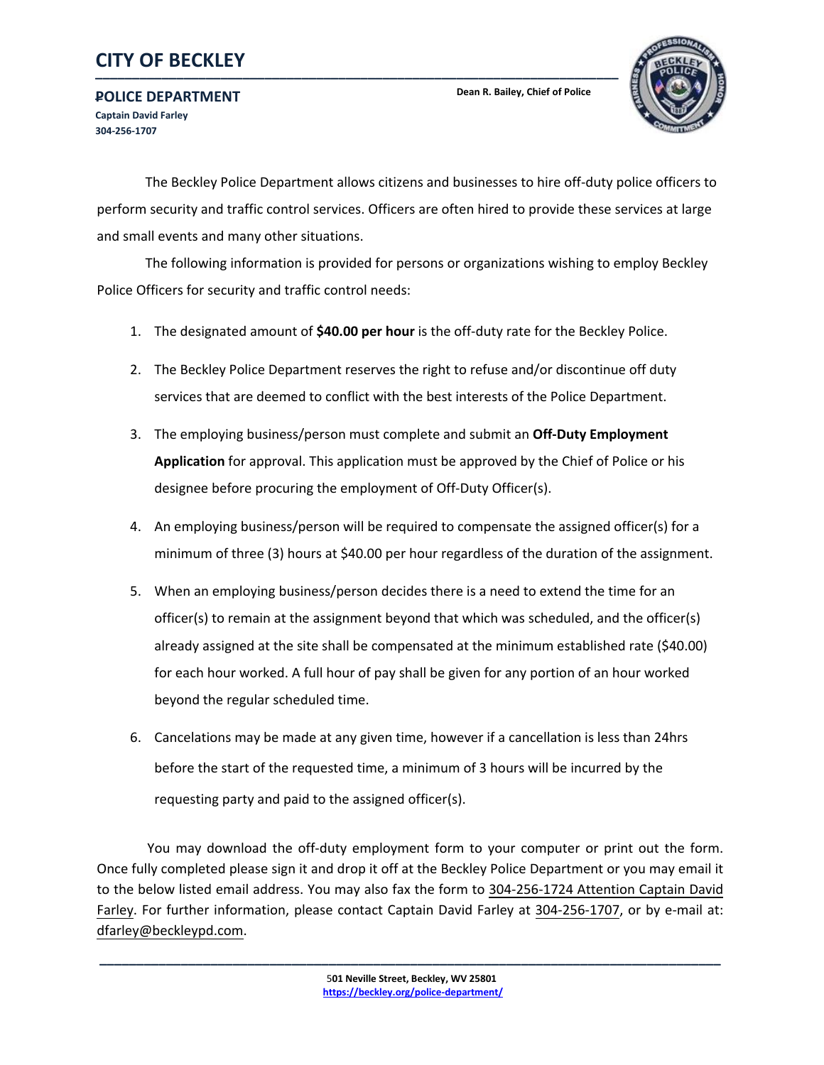# CITY OF BECKLEY

**POLICE DEPARTMENT**

**Captain David Farley**
**304-256-1707**

**Dean R. Bailey, Chief of Police**

The Beckley Police Department allows citizens and businesses to hire off-duty police officers to perform security and traffic control services. Officers are often hired to provide these services at large and small events and many other situations.

The following information is provided for persons or organizations wishing to employ Beckley Police Officers for security and traffic control needs:

1. The designated amount of **$40.00 per hour** is the off-duty rate for the Beckley Police.
2. The Beckley Police Department reserves the right to refuse and/or discontinue off duty services that are deemed to conflict with the best interests of the Police Department.
3. The employing business/person must complete and submit an **Off-Duty Employment Application** for approval. This application must be approved by the Chief of Police or his designee before procuring the employment of Off-Duty Officer(s).
4. An employing business/person will be required to compensate the assigned officer(s) for a minimum of three (3) hours at $40.00 per hour regardless of the duration of the assignment.
5. When an employing business/person decides there is a need to extend the time for an officer(s) to remain at the assignment beyond that which was scheduled, and the officer(s) already assigned at the site shall be compensated at the minimum established rate ($40.00) for each hour worked. A full hour of pay shall be given for any portion of an hour worked beyond the regular scheduled time.
6. Cancelations may be made at any given time, however if a cancellation is less than 24hrs before the start of the requested time, a minimum of 3 hours will be incurred by the requesting party and paid to the assigned officer(s).

You may download the off-duty employment form to your computer or print out the form. Once fully completed please sign it and drop it off at the Beckley Police Department or you may email it to the below listed email address. You may also fax the form to 304-256-1724 Attention Captain David Farley. For further information, please contact Captain David Farley at 304-256-1707, or by e-mail at: dfarley@beckleypd.com.

**501 Neville Street, Beckley, WV 25801**
**https://beckley.org/police-department/**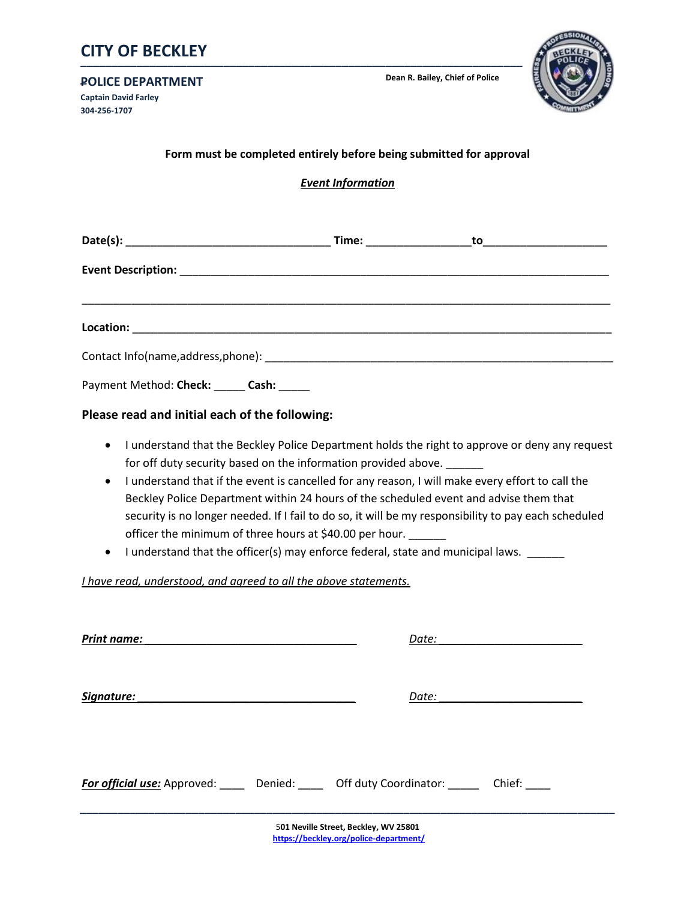# CITY OF BECKLEY

## POLICE DEPARTMENT

**Captain David Farley**
**304-256-1707**

**Dean R. Bailey, Chief of Police**

**Form must be completed entirely before being submitted for approval**

***Event Information***

**Date(s):** _________________________________ **Time:** ________________**to**___________________

**Event Description:** _____________________________________________________________________

_____________________________________________________________________________________

**Location:** __________________________________________________________________________

Contact Info(name,address,phone): _________________________________________________________

Payment Method: **Check:** _____ **Cash:** _____

### Please read and initial each of the following:

- I understand that the Beckley Police Department holds the right to approve or deny any request for off duty security based on the information provided above. ______
- I understand that if the event is cancelled for any reason, I will make every effort to call the Beckley Police Department within 24 hours of the scheduled event and advise them that security is no longer needed. If I fail to do so, it will be my responsibility to pay each scheduled officer the minimum of three hours at $40.00 per hour. ______
- I understand that the officer(s) may enforce federal, state and municipal laws. ______

*I have read, understood, and agreed to all the above statements.*

***Print name:*** __________________________________ *Date:* _______________________

***Signature:*** __________________________________ *Date:* _______________________

***For official use:*** Approved: ____ Denied: ____ Off duty Coordinator: _____ Chief: ____

501 Neville Street, Beckley, WV 25801
https://beckley.org/police-department/